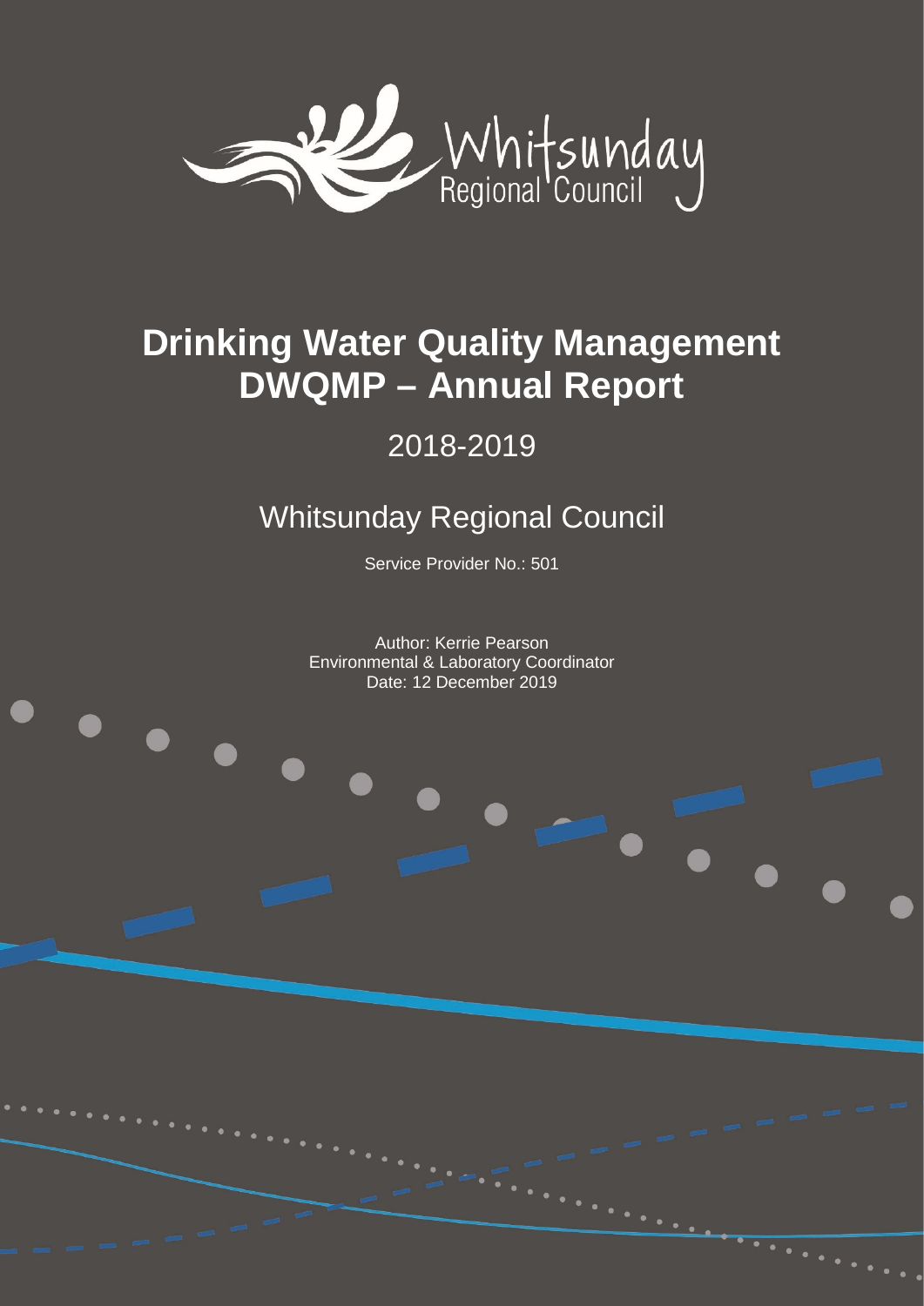Whitsunday Regional Council

# Drinking Water Quality Management DWQMP – Annual Report

## 2018-2019

## Whitsunday Regional Council

Service Provider No.: 501

Author: Kerrie Pearson
Environmental & Laboratory Coordinator
Date: 12 December 2019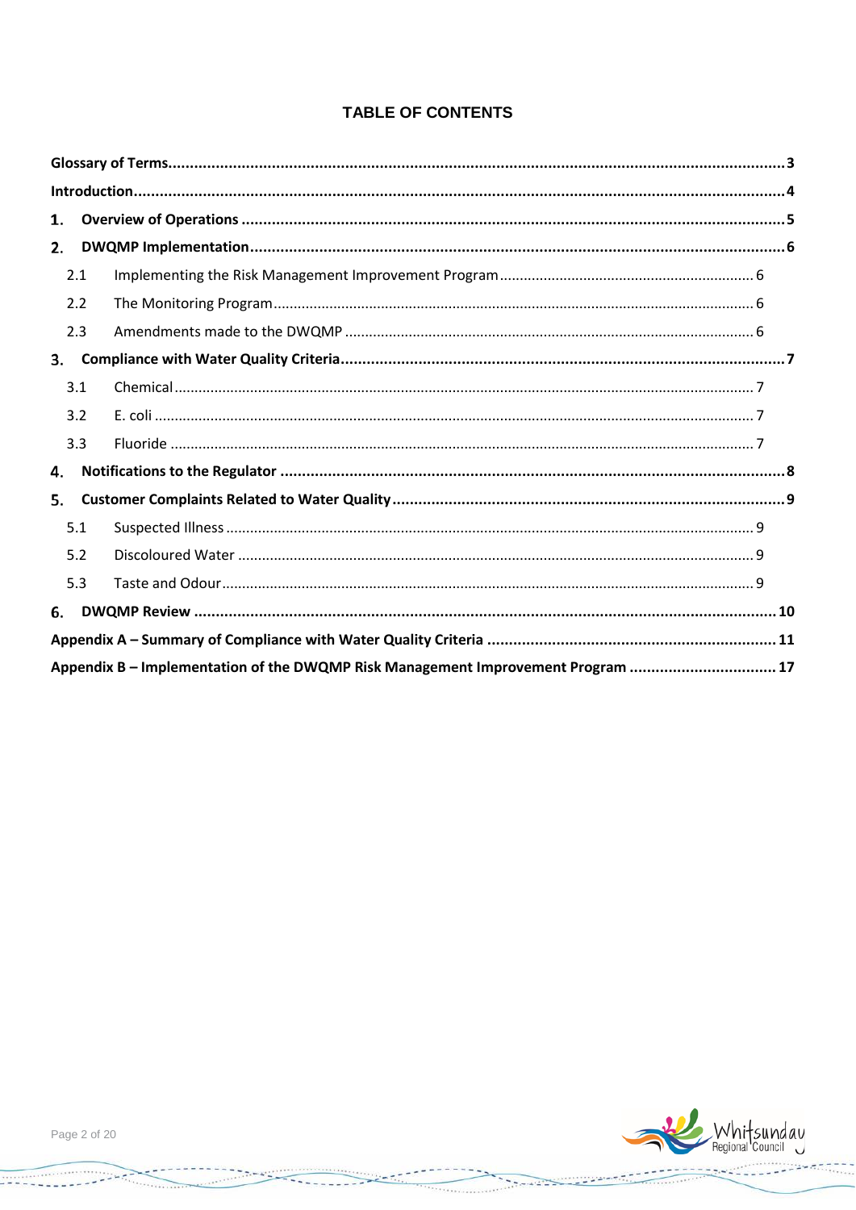# TABLE OF CONTENTS

**Glossary of Terms** .......... **3**

**Introduction** .......... **4**

**1. Overview of Operations** .......... **5**

**2. DWQMP Implementation** .......... **6**

- 2.1 Implementing the Risk Management Improvement Program .......... 6
- 2.2 The Monitoring Program .......... 6
- 2.3 Amendments made to the DWQMP .......... 6

**3. Compliance with Water Quality Criteria** .......... **7**

- 3.1 Chemical .......... 7
- 3.2 E. coli .......... 7
- 3.3 Fluoride .......... 7

**4. Notifications to the Regulator** .......... **8**

**5. Customer Complaints Related to Water Quality** .......... **9**

- 5.1 Suspected Illness .......... 9
- 5.2 Discoloured Water .......... 9
- 5.3 Taste and Odour .......... 9

**6. DWQMP Review** .......... **10**

**Appendix A – Summary of Compliance with Water Quality Criteria** .......... **11**

**Appendix B – Implementation of the DWQMP Risk Management Improvement Program** .......... **17**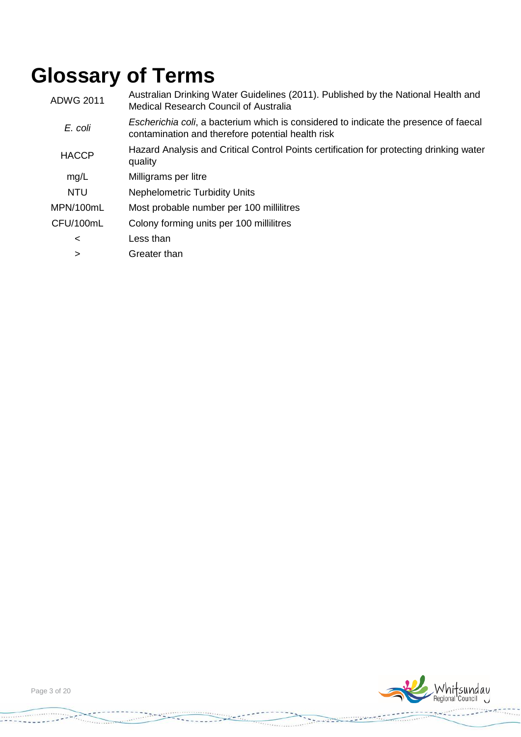# Glossary of Terms

| | |
|---|---|
| ADWG 2011 | Australian Drinking Water Guidelines (2011). Published by the National Health and Medical Research Council of Australia |
| *E. coli* | *Escherichia coli*, a bacterium which is considered to indicate the presence of faecal contamination and therefore potential health risk |
| HACCP | Hazard Analysis and Critical Control Points certification for protecting drinking water quality |
| mg/L | Milligrams per litre |
| NTU | Nephelometric Turbidity Units |
| MPN/100mL | Most probable number per 100 millilitres |
| CFU/100mL | Colony forming units per 100 millilitres |
| < | Less than |
| > | Greater than |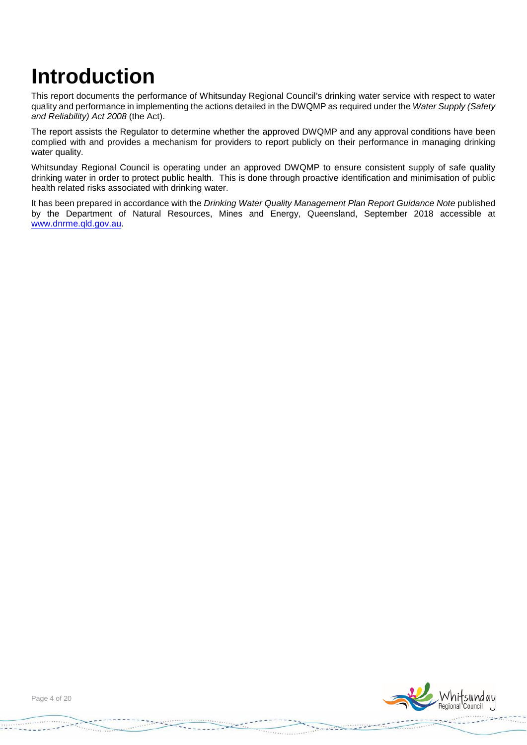# Introduction

This report documents the performance of Whitsunday Regional Council's drinking water service with respect to water quality and performance in implementing the actions detailed in the DWQMP as required under the *Water Supply (Safety and Reliability) Act 2008* (the Act).

The report assists the Regulator to determine whether the approved DWQMP and any approval conditions have been complied with and provides a mechanism for providers to report publicly on their performance in managing drinking water quality.

Whitsunday Regional Council is operating under an approved DWQMP to ensure consistent supply of safe quality drinking water in order to protect public health. This is done through proactive identification and minimisation of public health related risks associated with drinking water.

It has been prepared in accordance with the *Drinking Water Quality Management Plan Report Guidance Note* published by the Department of Natural Resources, Mines and Energy, Queensland, September 2018 accessible at www.dnrme.qld.gov.au.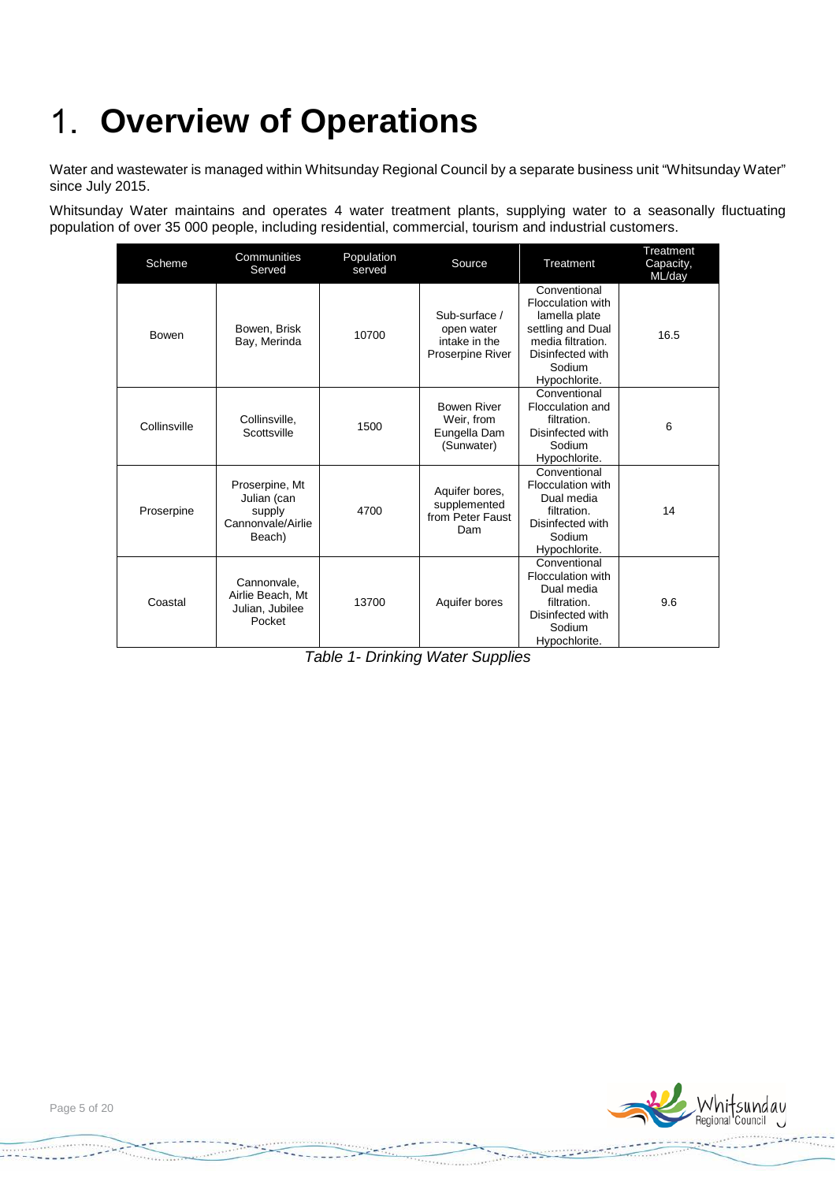# 1. Overview of Operations

Water and wastewater is managed within Whitsunday Regional Council by a separate business unit "Whitsunday Water" since July 2015.

Whitsunday Water maintains and operates 4 water treatment plants, supplying water to a seasonally fluctuating population of over 35 000 people, including residential, commercial, tourism and industrial customers.

| Scheme | Communities Served | Population served | Source | Treatment | Treatment Capacity, ML/day |
|---|---|---|---|---|---|
| Bowen | Bowen, Brisk Bay, Merinda | 10700 | Sub-surface / open water intake in the Proserpine River | Conventional Flocculation with lamella plate settling and Dual media filtration. Disinfected with Sodium Hypochlorite. | 16.5 |
| Collinsville | Collinsville, Scottsville | 1500 | Bowen River Weir, from Eungella Dam (Sunwater) | Conventional Flocculation and filtration. Disinfected with Sodium Hypochlorite. | 6 |
| Proserpine | Proserpine, Mt Julian (can supply Cannonvale/Airlie Beach) | 4700 | Aquifer bores, supplemented from Peter Faust Dam | Conventional Flocculation with Dual media filtration. Disinfected with Sodium Hypochlorite. | 14 |
| Coastal | Cannonvale, Airlie Beach, Mt Julian, Jubilee Pocket | 13700 | Aquifer bores | Conventional Flocculation with Dual media filtration. Disinfected with Sodium Hypochlorite. | 9.6 |

*Table 1- Drinking Water Supplies*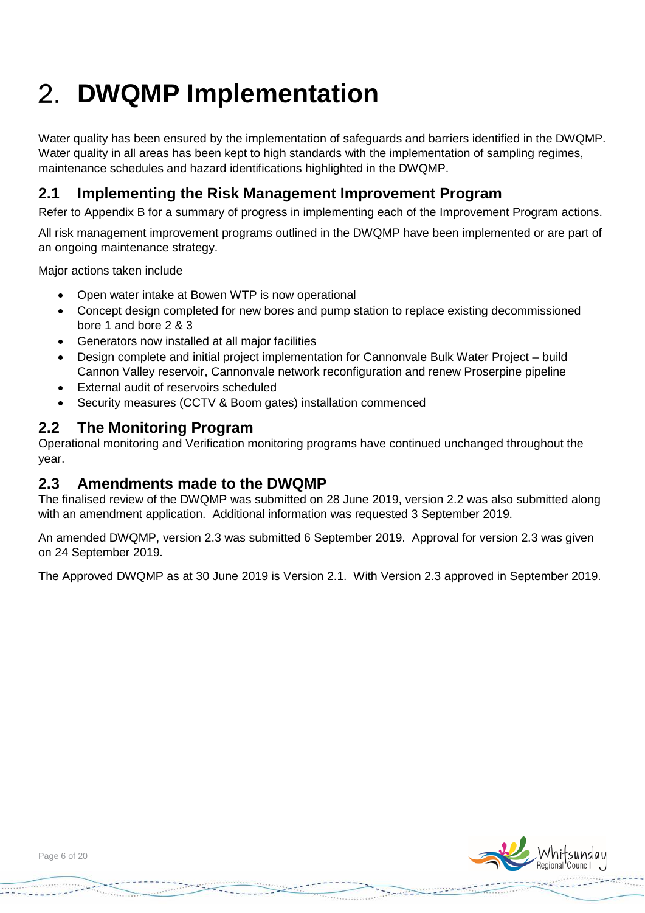# 2. DWQMP Implementation

Water quality has been ensured by the implementation of safeguards and barriers identified in the DWQMP. Water quality in all areas has been kept to high standards with the implementation of sampling regimes, maintenance schedules and hazard identifications highlighted in the DWQMP.

## 2.1 Implementing the Risk Management Improvement Program

Refer to Appendix B for a summary of progress in implementing each of the Improvement Program actions.

All risk management improvement programs outlined in the DWQMP have been implemented or are part of an ongoing maintenance strategy.

Major actions taken include

- Open water intake at Bowen WTP is now operational
- Concept design completed for new bores and pump station to replace existing decommissioned bore 1 and bore 2 & 3
- Generators now installed at all major facilities
- Design complete and initial project implementation for Cannonvale Bulk Water Project – build Cannon Valley reservoir, Cannonvale network reconfiguration and renew Proserpine pipeline
- External audit of reservoirs scheduled
- Security measures (CCTV & Boom gates) installation commenced

## 2.2 The Monitoring Program

Operational monitoring and Verification monitoring programs have continued unchanged throughout the year.

## 2.3 Amendments made to the DWQMP

The finalised review of the DWQMP was submitted on 28 June 2019, version 2.2 was also submitted along with an amendment application. Additional information was requested 3 September 2019.

An amended DWQMP, version 2.3 was submitted 6 September 2019. Approval for version 2.3 was given on 24 September 2019.

The Approved DWQMP as at 30 June 2019 is Version 2.1. With Version 2.3 approved in September 2019.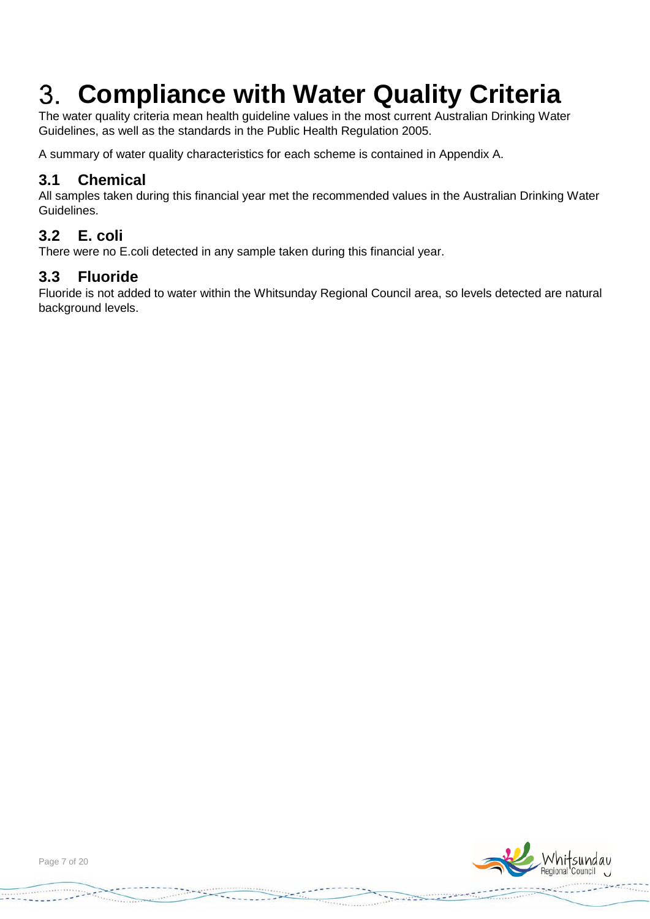# 3. Compliance with Water Quality Criteria

The water quality criteria mean health guideline values in the most current Australian Drinking Water Guidelines, as well as the standards in the Public Health Regulation 2005.

A summary of water quality characteristics for each scheme is contained in Appendix A.

## 3.1 Chemical

All samples taken during this financial year met the recommended values in the Australian Drinking Water Guidelines.

## 3.2 E. coli

There were no E.coli detected in any sample taken during this financial year.

## 3.3 Fluoride

Fluoride is not added to water within the Whitsunday Regional Council area, so levels detected are natural background levels.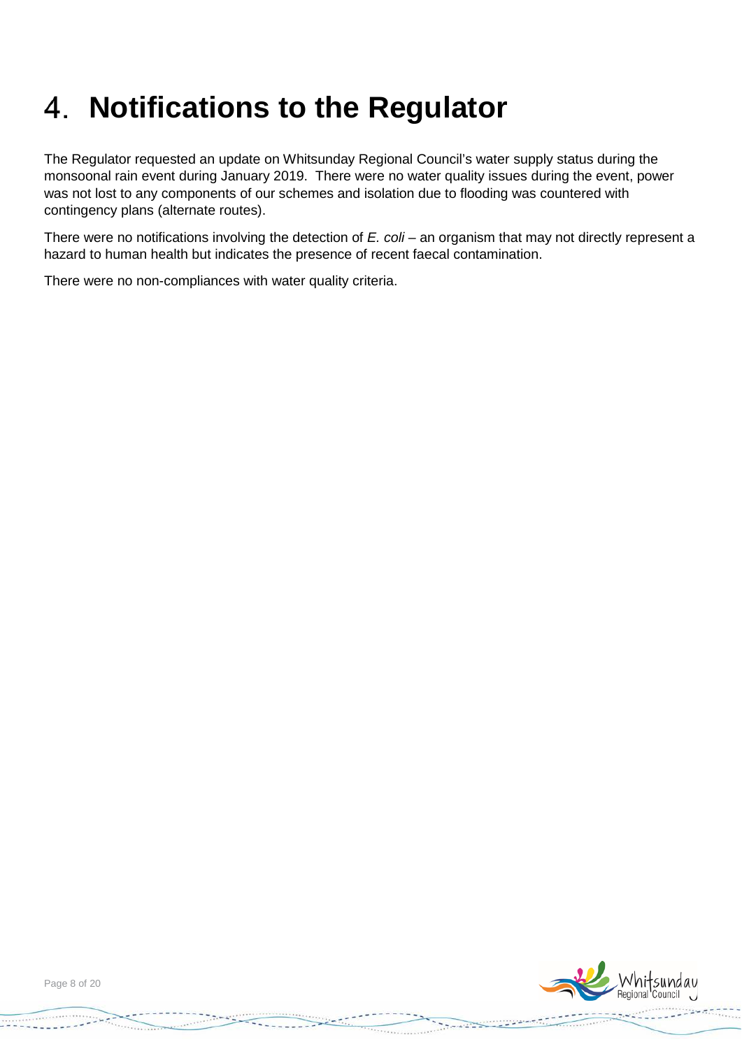# 4. Notifications to the Regulator

The Regulator requested an update on Whitsunday Regional Council's water supply status during the monsoonal rain event during January 2019. There were no water quality issues during the event, power was not lost to any components of our schemes and isolation due to flooding was countered with contingency plans (alternate routes).

There were no notifications involving the detection of *E. coli* – an organism that may not directly represent a hazard to human health but indicates the presence of recent faecal contamination.

There were no non-compliances with water quality criteria.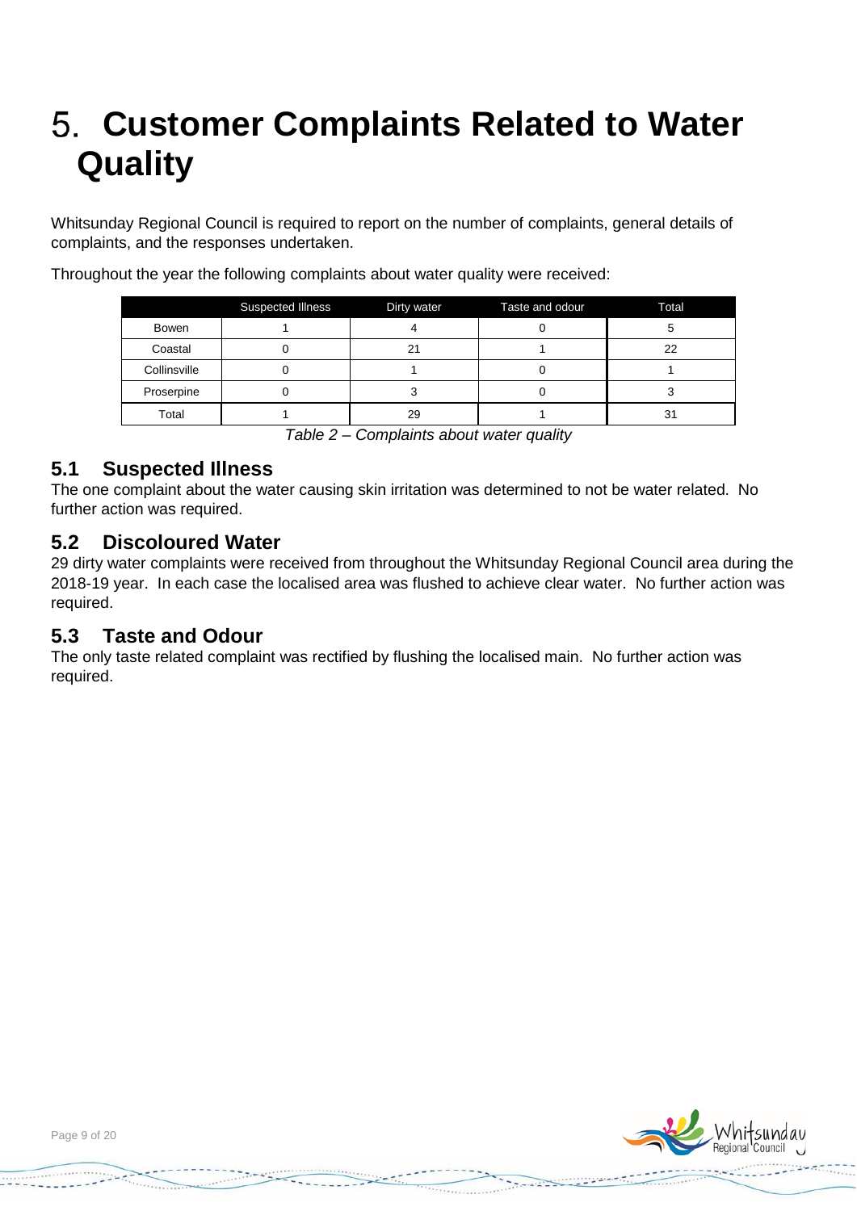# 5. Customer Complaints Related to Water Quality

Whitsunday Regional Council is required to report on the number of complaints, general details of complaints, and the responses undertaken.

Throughout the year the following complaints about water quality were received:

| | Suspected Illness | Dirty water | Taste and odour | Total |
|---|---|---|---|---|
| Bowen | 1 | 4 | 0 | 5 |
| Coastal | 0 | 21 | 1 | 22 |
| Collinsville | 0 | 1 | 0 | 1 |
| Proserpine | 0 | 3 | 0 | 3 |
| Total | 1 | 29 | 1 | 31 |

*Table 2 – Complaints about water quality*

## 5.1 Suspected Illness

The one complaint about the water causing skin irritation was determined to not be water related. No further action was required.

## 5.2 Discoloured Water

29 dirty water complaints were received from throughout the Whitsunday Regional Council area during the 2018-19 year. In each case the localised area was flushed to achieve clear water. No further action was required.

## 5.3 Taste and Odour

The only taste related complaint was rectified by flushing the localised main. No further action was required.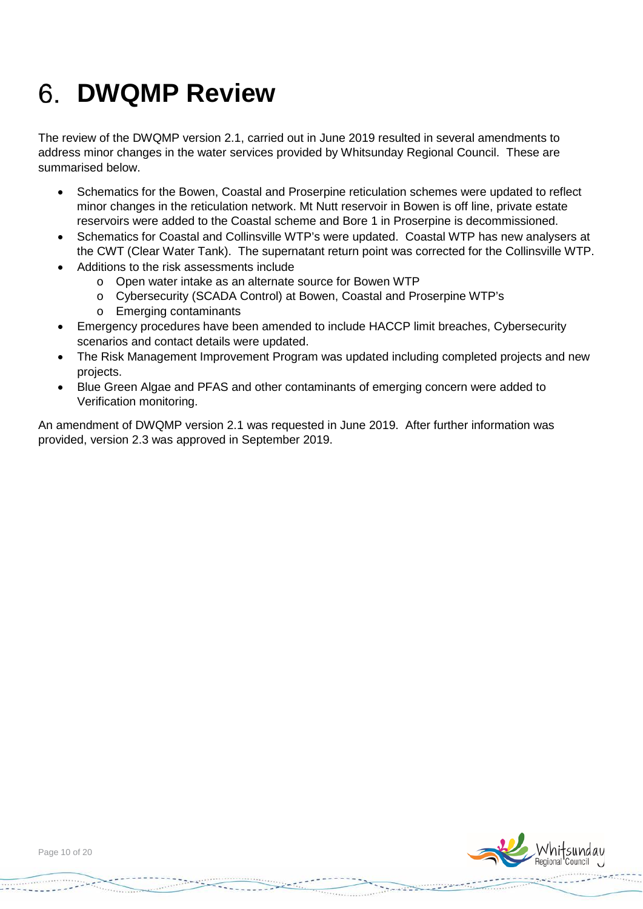# 6. DWQMP Review

The review of the DWQMP version 2.1, carried out in June 2019 resulted in several amendments to address minor changes in the water services provided by Whitsunday Regional Council. These are summarised below.

- Schematics for the Bowen, Coastal and Proserpine reticulation schemes were updated to reflect minor changes in the reticulation network. Mt Nutt reservoir in Bowen is off line, private estate reservoirs were added to the Coastal scheme and Bore 1 in Proserpine is decommissioned.
- Schematics for Coastal and Collinsville WTP's were updated. Coastal WTP has new analysers at the CWT (Clear Water Tank). The supernatant return point was corrected for the Collinsville WTP.
- Additions to the risk assessments include
  - Open water intake as an alternate source for Bowen WTP
  - Cybersecurity (SCADA Control) at Bowen, Coastal and Proserpine WTP's
  - Emerging contaminants
- Emergency procedures have been amended to include HACCP limit breaches, Cybersecurity scenarios and contact details were updated.
- The Risk Management Improvement Program was updated including completed projects and new projects.
- Blue Green Algae and PFAS and other contaminants of emerging concern were added to Verification monitoring.

An amendment of DWQMP version 2.1 was requested in June 2019. After further information was provided, version 2.3 was approved in September 2019.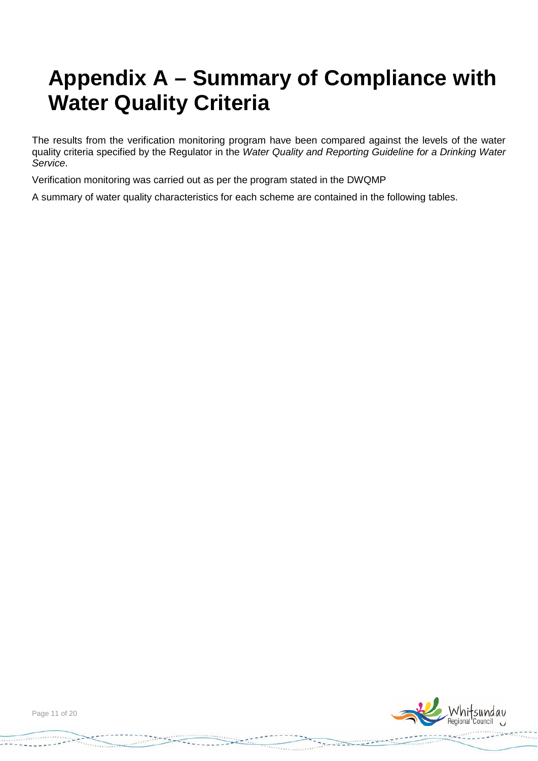# Appendix A – Summary of Compliance with Water Quality Criteria

The results from the verification monitoring program have been compared against the levels of the water quality criteria specified by the Regulator in the *Water Quality and Reporting Guideline for a Drinking Water Service*.

Verification monitoring was carried out as per the program stated in the DWQMP

A summary of water quality characteristics for each scheme are contained in the following tables.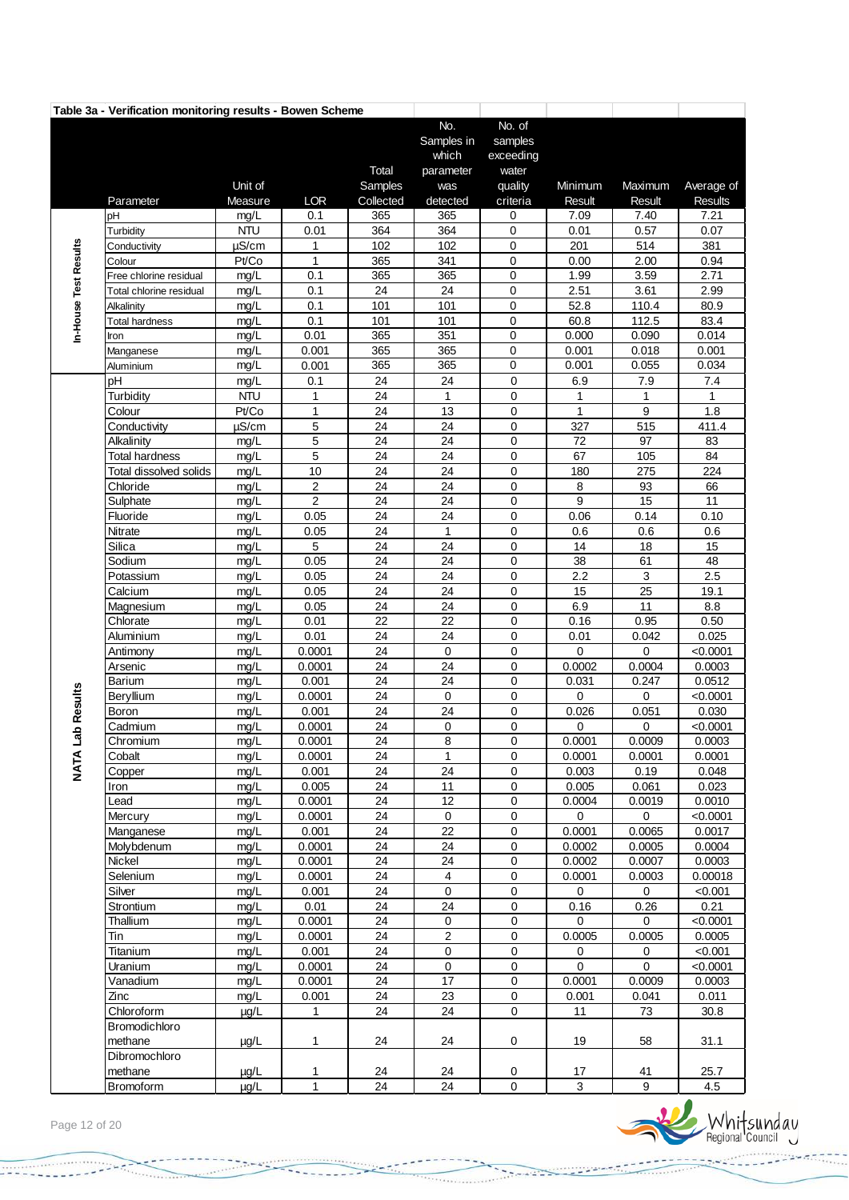**Table 3a - Verification monitoring results - Bowen Scheme**

| | Parameter | Unit of Measure | LOR | Total Samples Collected | No. Samples in which parameter was detected | No. of samples exceeding water quality criteria | Minimum Result | Maximum Result | Average of Results |
|---|---|---|---|---|---|---|---|---|---|
| In-House Test Results | pH | mg/L | 0.1 | 365 | 365 | 0 | 7.09 | 7.40 | 7.21 |
| | Turbidity | NTU | 0.01 | 364 | 364 | 0 | 0.01 | 0.57 | 0.07 |
| | Conductivity | µS/cm | 1 | 102 | 102 | 0 | 201 | 514 | 381 |
| | Colour | Pt/Co | 1 | 365 | 341 | 0 | 0.00 | 2.00 | 0.94 |
| | Free chlorine residual | mg/L | 0.1 | 365 | 365 | 0 | 1.99 | 3.59 | 2.71 |
| | Total chlorine residual | mg/L | 0.1 | 24 | 24 | 0 | 2.51 | 3.61 | 2.99 |
| | Alkalinity | mg/L | 0.1 | 101 | 101 | 0 | 52.8 | 110.4 | 80.9 |
| | Total hardness | mg/L | 0.1 | 101 | 101 | 0 | 60.8 | 112.5 | 83.4 |
| | Iron | mg/L | 0.01 | 365 | 351 | 0 | 0.000 | 0.090 | 0.014 |
| | Manganese | mg/L | 0.001 | 365 | 365 | 0 | 0.001 | 0.018 | 0.001 |
| | Aluminium | mg/L | 0.001 | 365 | 365 | 0 | 0.001 | 0.055 | 0.034 |
| NATA Lab Results | pH | mg/L | 0.1 | 24 | 24 | 0 | 6.9 | 7.9 | 7.4 |
| | Turbidity | NTU | 1 | 24 | 1 | 0 | 1 | 1 | 1 |
| | Colour | Pt/Co | 1 | 24 | 13 | 0 | 1 | 9 | 1.8 |
| | Conductivity | µS/cm | 5 | 24 | 24 | 0 | 327 | 515 | 411.4 |
| | Alkalinity | mg/L | 5 | 24 | 24 | 0 | 72 | 97 | 83 |
| | Total hardness | mg/L | 5 | 24 | 24 | 0 | 67 | 105 | 84 |
| | Total dissolved solids | mg/L | 10 | 24 | 24 | 0 | 180 | 275 | 224 |
| | Chloride | mg/L | 2 | 24 | 24 | 0 | 8 | 93 | 66 |
| | Sulphate | mg/L | 2 | 24 | 24 | 0 | 9 | 15 | 11 |
| | Fluoride | mg/L | 0.05 | 24 | 24 | 0 | 0.06 | 0.14 | 0.10 |
| | Nitrate | mg/L | 0.05 | 24 | 1 | 0 | 0.6 | 0.6 | 0.6 |
| | Silica | mg/L | 5 | 24 | 24 | 0 | 14 | 18 | 15 |
| | Sodium | mg/L | 0.05 | 24 | 24 | 0 | 38 | 61 | 48 |
| | Potassium | mg/L | 0.05 | 24 | 24 | 0 | 2.2 | 3 | 2.5 |
| | Calcium | mg/L | 0.05 | 24 | 24 | 0 | 15 | 25 | 19.1 |
| | Magnesium | mg/L | 0.05 | 24 | 24 | 0 | 6.9 | 11 | 8.8 |
| | Chlorate | mg/L | 0.01 | 22 | 22 | 0 | 0.16 | 0.95 | 0.50 |
| | Aluminium | mg/L | 0.01 | 24 | 24 | 0 | 0.01 | 0.042 | 0.025 |
| | Antimony | mg/L | 0.0001 | 24 | 0 | 0 | 0 | 0 | <0.0001 |
| | Arsenic | mg/L | 0.0001 | 24 | 24 | 0 | 0.0002 | 0.0004 | 0.0003 |
| | Barium | mg/L | 0.001 | 24 | 24 | 0 | 0.031 | 0.247 | 0.0512 |
| | Beryllium | mg/L | 0.0001 | 24 | 0 | 0 | 0 | 0 | <0.0001 |
| | Boron | mg/L | 0.001 | 24 | 24 | 0 | 0.026 | 0.051 | 0.030 |
| | Cadmium | mg/L | 0.0001 | 24 | 0 | 0 | 0 | 0 | <0.0001 |
| | Chromium | mg/L | 0.0001 | 24 | 8 | 0 | 0.0001 | 0.0009 | 0.0003 |
| | Cobalt | mg/L | 0.0001 | 24 | 1 | 0 | 0.0001 | 0.0001 | 0.0001 |
| | Copper | mg/L | 0.001 | 24 | 24 | 0 | 0.003 | 0.19 | 0.048 |
| | Iron | mg/L | 0.005 | 24 | 11 | 0 | 0.005 | 0.061 | 0.023 |
| | Lead | mg/L | 0.0001 | 24 | 12 | 0 | 0.0004 | 0.0019 | 0.0010 |
| | Mercury | mg/L | 0.0001 | 24 | 0 | 0 | 0 | 0 | <0.0001 |
| | Manganese | mg/L | 0.001 | 24 | 22 | 0 | 0.0001 | 0.0065 | 0.0017 |
| | Molybdenum | mg/L | 0.0001 | 24 | 24 | 0 | 0.0002 | 0.0005 | 0.0004 |
| | Nickel | mg/L | 0.0001 | 24 | 24 | 0 | 0.0002 | 0.0007 | 0.0003 |
| | Selenium | mg/L | 0.0001 | 24 | 4 | 0 | 0.0001 | 0.0003 | 0.00018 |
| | Silver | mg/L | 0.001 | 24 | 0 | 0 | 0 | 0 | <0.001 |
| | Strontium | mg/L | 0.01 | 24 | 24 | 0 | 0.16 | 0.26 | 0.21 |
| | Thallium | mg/L | 0.0001 | 24 | 0 | 0 | 0 | 0 | <0.0001 |
| | Tin | mg/L | 0.0001 | 24 | 2 | 0 | 0.0005 | 0.0005 | 0.0005 |
| | Titanium | mg/L | 0.001 | 24 | 0 | 0 | 0 | 0 | <0.001 |
| | Uranium | mg/L | 0.0001 | 24 | 0 | 0 | 0 | 0 | <0.0001 |
| | Vanadium | mg/L | 0.0001 | 24 | 17 | 0 | 0.0001 | 0.0009 | 0.0003 |
| | Zinc | mg/L | 0.001 | 24 | 23 | 0 | 0.001 | 0.041 | 0.011 |
| | Chloroform | µg/L | 1 | 24 | 24 | 0 | 11 | 73 | 30.8 |
| | Bromodichloro methane | µg/L | 1 | 24 | 24 | 0 | 19 | 58 | 31.1 |
| | Dibromochloro methane | µg/L | 1 | 24 | 24 | 0 | 17 | 41 | 25.7 |
| | Bromoform | µg/L | 1 | 24 | 24 | 0 | 3 | 9 | 4.5 |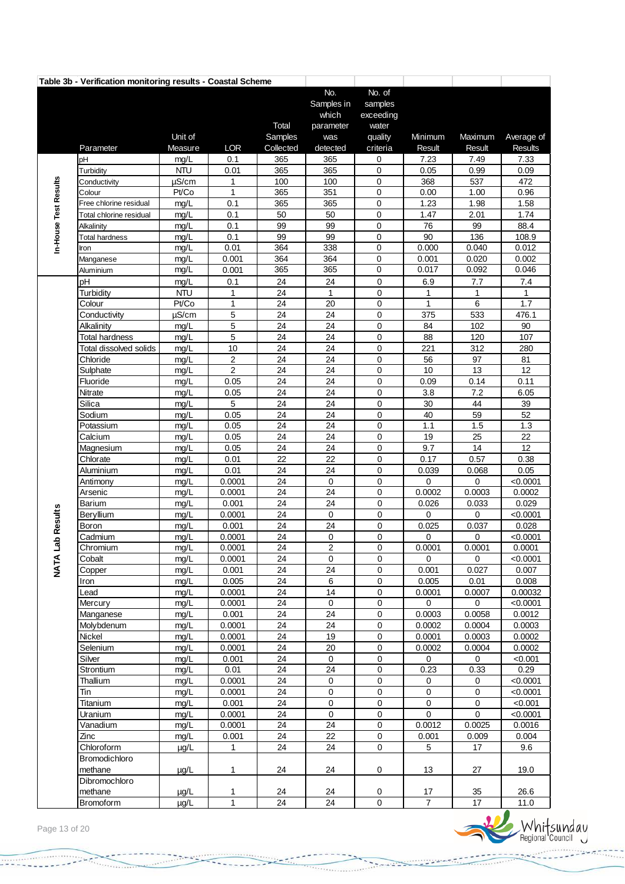| | Parameter | Unit of Measure | LOR | Total Samples Collected | No. Samples in which parameter was detected | No. of samples exceeding water quality criteria | Minimum Result | Maximum Result | Average of Results |
|---|---|---|---|---|---|---|---|---|---|
| **Table 3b - Verification monitoring results - Coastal Scheme** | | | | | | | | | |
| In-House Test Results | pH | mg/L | 0.1 | 365 | 365 | 0 | 7.23 | 7.49 | 7.33 |
| | Turbidity | NTU | 0.01 | 365 | 365 | 0 | 0.05 | 0.99 | 0.09 |
| | Conductivity | µS/cm | 1 | 100 | 100 | 0 | 368 | 537 | 472 |
| | Colour | Pt/Co | 1 | 365 | 351 | 0 | 0.00 | 1.00 | 0.96 |
| | Free chlorine residual | mg/L | 0.1 | 365 | 365 | 0 | 1.23 | 1.98 | 1.58 |
| | Total chlorine residual | mg/L | 0.1 | 50 | 50 | 0 | 1.47 | 2.01 | 1.74 |
| | Alkalinity | mg/L | 0.1 | 99 | 99 | 0 | 76 | 99 | 88.4 |
| | Total hardness | mg/L | 0.1 | 99 | 99 | 0 | 90 | 136 | 108.9 |
| | Iron | mg/L | 0.01 | 364 | 338 | 0 | 0.000 | 0.040 | 0.012 |
| | Manganese | mg/L | 0.001 | 364 | 364 | 0 | 0.001 | 0.020 | 0.002 |
| | Aluminium | mg/L | 0.001 | 365 | 365 | 0 | 0.017 | 0.092 | 0.046 |
| NATA Lab Results | pH | mg/L | 0.1 | 24 | 24 | 0 | 6.9 | 7.7 | 7.4 |
| | Turbidity | NTU | 1 | 24 | 1 | 0 | 1 | 1 | 1 |
| | Colour | Pt/Co | 1 | 24 | 20 | 0 | 1 | 6 | 1.7 |
| | Conductivity | µS/cm | 5 | 24 | 24 | 0 | 375 | 533 | 476.1 |
| | Alkalinity | mg/L | 5 | 24 | 24 | 0 | 84 | 102 | 90 |
| | Total hardness | mg/L | 5 | 24 | 24 | 0 | 88 | 120 | 107 |
| | Total dissolved solids | mg/L | 10 | 24 | 24 | 0 | 221 | 312 | 280 |
| | Chloride | mg/L | 2 | 24 | 24 | 0 | 56 | 97 | 81 |
| | Sulphate | mg/L | 2 | 24 | 24 | 0 | 10 | 13 | 12 |
| | Fluoride | mg/L | 0.05 | 24 | 24 | 0 | 0.09 | 0.14 | 0.11 |
| | Nitrate | mg/L | 0.05 | 24 | 24 | 0 | 3.8 | 7.2 | 6.05 |
| | Silica | mg/L | 5 | 24 | 24 | 0 | 30 | 44 | 39 |
| | Sodium | mg/L | 0.05 | 24 | 24 | 0 | 40 | 59 | 52 |
| | Potassium | mg/L | 0.05 | 24 | 24 | 0 | 1.1 | 1.5 | 1.3 |
| | Calcium | mg/L | 0.05 | 24 | 24 | 0 | 19 | 25 | 22 |
| | Magnesium | mg/L | 0.05 | 24 | 24 | 0 | 9.7 | 14 | 12 |
| | Chlorate | mg/L | 0.01 | 22 | 22 | 0 | 0.17 | 0.57 | 0.38 |
| | Aluminium | mg/L | 0.01 | 24 | 24 | 0 | 0.039 | 0.068 | 0.05 |
| | Antimony | mg/L | 0.0001 | 24 | 0 | 0 | 0 | 0 | <0.0001 |
| | Arsenic | mg/L | 0.0001 | 24 | 24 | 0 | 0.0002 | 0.0003 | 0.0002 |
| | Barium | mg/L | 0.001 | 24 | 24 | 0 | 0.026 | 0.033 | 0.029 |
| | Beryllium | mg/L | 0.0001 | 24 | 0 | 0 | 0 | 0 | <0.0001 |
| | Boron | mg/L | 0.001 | 24 | 24 | 0 | 0.025 | 0.037 | 0.028 |
| | Cadmium | mg/L | 0.0001 | 24 | 0 | 0 | 0 | 0 | <0.0001 |
| | Chromium | mg/L | 0.0001 | 24 | 2 | 0 | 0.0001 | 0.0001 | 0.0001 |
| | Cobalt | mg/L | 0.0001 | 24 | 0 | 0 | 0 | 0 | <0.0001 |
| | Copper | mg/L | 0.001 | 24 | 24 | 0 | 0.001 | 0.027 | 0.007 |
| | Iron | mg/L | 0.005 | 24 | 6 | 0 | 0.005 | 0.01 | 0.008 |
| | Lead | mg/L | 0.0001 | 24 | 14 | 0 | 0.0001 | 0.0007 | 0.00032 |
| | Mercury | mg/L | 0.0001 | 24 | 0 | 0 | 0 | 0 | <0.0001 |
| | Manganese | mg/L | 0.001 | 24 | 24 | 0 | 0.0003 | 0.0058 | 0.0012 |
| | Molybdenum | mg/L | 0.0001 | 24 | 24 | 0 | 0.0002 | 0.0004 | 0.0003 |
| | Nickel | mg/L | 0.0001 | 24 | 19 | 0 | 0.0001 | 0.0003 | 0.0002 |
| | Selenium | mg/L | 0.0001 | 24 | 20 | 0 | 0.0002 | 0.0004 | 0.0002 |
| | Silver | mg/L | 0.001 | 24 | 0 | 0 | 0 | 0 | <0.001 |
| | Strontium | mg/L | 0.01 | 24 | 24 | 0 | 0.23 | 0.33 | 0.29 |
| | Thallium | mg/L | 0.0001 | 24 | 0 | 0 | 0 | 0 | <0.0001 |
| | Tin | mg/L | 0.0001 | 24 | 0 | 0 | 0 | 0 | <0.0001 |
| | Titanium | mg/L | 0.001 | 24 | 0 | 0 | 0 | 0 | <0.001 |
| | Uranium | mg/L | 0.0001 | 24 | 0 | 0 | 0 | 0 | <0.0001 |
| | Vanadium | mg/L | 0.0001 | 24 | 24 | 0 | 0.0012 | 0.0025 | 0.0016 |
| | Zinc | mg/L | 0.001 | 24 | 22 | 0 | 0.001 | 0.009 | 0.004 |
| | Chloroform | µg/L | 1 | 24 | 24 | 0 | 5 | 17 | 9.6 |
| | Bromodichloro methane | µg/L | 1 | 24 | 24 | 0 | 13 | 27 | 19.0 |
| | Dibromochloro methane | µg/L | 1 | 24 | 24 | 0 | 17 | 35 | 26.6 |
| | Bromoform | µg/L | 1 | 24 | 24 | 0 | 7 | 17 | 11.0 |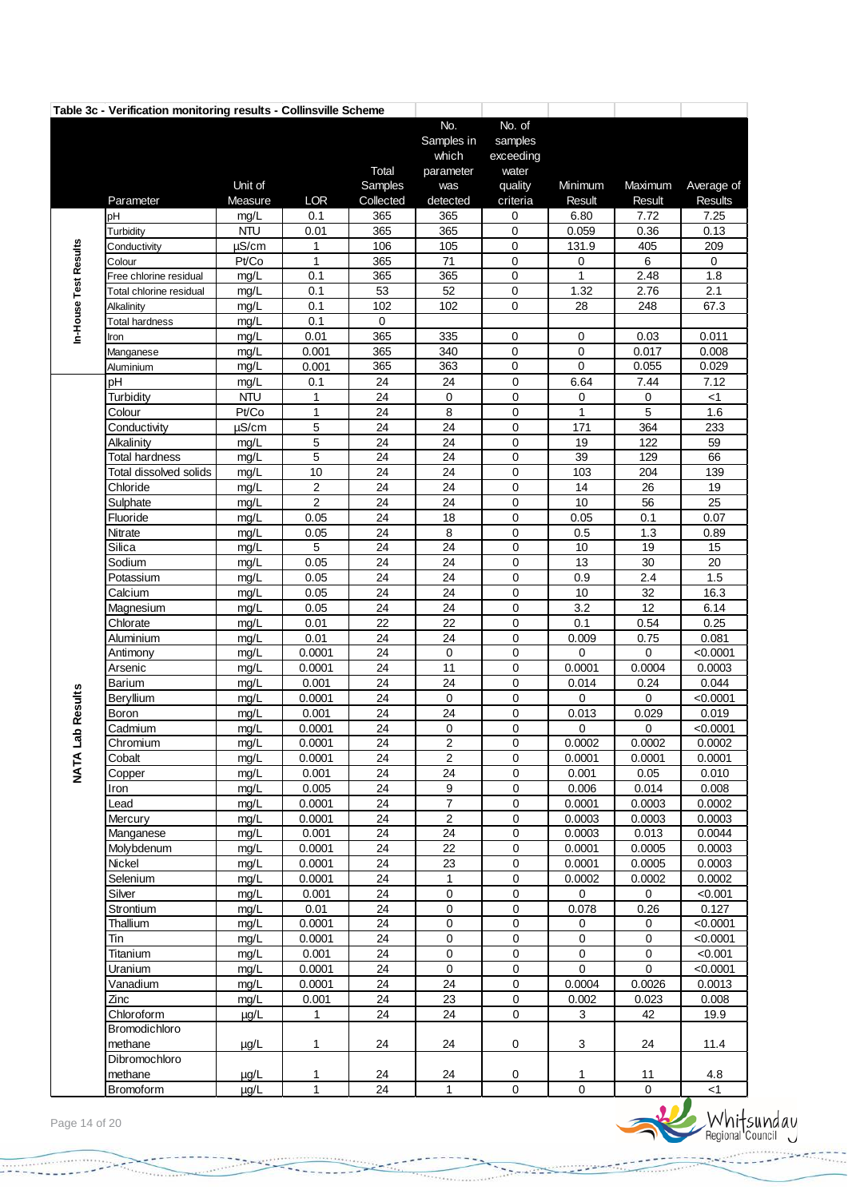**Table 3c - Verification monitoring results - Collinsville Scheme**

| | Parameter | Unit of Measure | LOR | Total Samples Collected | No. Samples in which parameter was detected | No. of samples exceeding water quality criteria | Minimum Result | Maximum Result | Average of Results |
|---|---|---|---|---|---|---|---|---|---|
| In-House Test Results | pH | mg/L | 0.1 | 365 | 365 | 0 | 6.80 | 7.72 | 7.25 |
| | Turbidity | NTU | 0.01 | 365 | 365 | 0 | 0.059 | 0.36 | 0.13 |
| | Conductivity | µS/cm | 1 | 106 | 105 | 0 | 131.9 | 405 | 209 |
| | Colour | Pt/Co | 1 | 365 | 71 | 0 | 0 | 6 | 0 |
| | Free chlorine residual | mg/L | 0.1 | 365 | 365 | 0 | 1 | 2.48 | 1.8 |
| | Total chlorine residual | mg/L | 0.1 | 53 | 52 | 0 | 1.32 | 2.76 | 2.1 |
| | Alkalinity | mg/L | 0.1 | 102 | 102 | 0 | 28 | 248 | 67.3 |
| | Total hardness | mg/L | 0.1 | 0 | | | | | |
| | Iron | mg/L | 0.01 | 365 | 335 | 0 | 0 | 0.03 | 0.011 |
| | Manganese | mg/L | 0.001 | 365 | 340 | 0 | 0 | 0.017 | 0.008 |
| | Aluminium | mg/L | 0.001 | 365 | 363 | 0 | 0 | 0.055 | 0.029 |
| NATA Lab Results | pH | mg/L | 0.1 | 24 | 24 | 0 | 6.64 | 7.44 | 7.12 |
| | Turbidity | NTU | 1 | 24 | 0 | 0 | 0 | 0 | <1 |
| | Colour | Pt/Co | 1 | 24 | 8 | 0 | 1 | 5 | 1.6 |
| | Conductivity | µS/cm | 5 | 24 | 24 | 0 | 171 | 364 | 233 |
| | Alkalinity | mg/L | 5 | 24 | 24 | 0 | 19 | 122 | 59 |
| | Total hardness | mg/L | 5 | 24 | 24 | 0 | 39 | 129 | 66 |
| | Total dissolved solids | mg/L | 10 | 24 | 24 | 0 | 103 | 204 | 139 |
| | Chloride | mg/L | 2 | 24 | 24 | 0 | 14 | 26 | 19 |
| | Sulphate | mg/L | 2 | 24 | 24 | 0 | 10 | 56 | 25 |
| | Fluoride | mg/L | 0.05 | 24 | 18 | 0 | 0.05 | 0.1 | 0.07 |
| | Nitrate | mg/L | 0.05 | 24 | 8 | 0 | 0.5 | 1.3 | 0.89 |
| | Silica | mg/L | 5 | 24 | 24 | 0 | 10 | 19 | 15 |
| | Sodium | mg/L | 0.05 | 24 | 24 | 0 | 13 | 30 | 20 |
| | Potassium | mg/L | 0.05 | 24 | 24 | 0 | 0.9 | 2.4 | 1.5 |
| | Calcium | mg/L | 0.05 | 24 | 24 | 0 | 10 | 32 | 16.3 |
| | Magnesium | mg/L | 0.05 | 24 | 24 | 0 | 3.2 | 12 | 6.14 |
| | Chlorate | mg/L | 0.01 | 22 | 22 | 0 | 0.1 | 0.54 | 0.25 |
| | Aluminium | mg/L | 0.01 | 24 | 24 | 0 | 0.009 | 0.75 | 0.081 |
| | Antimony | mg/L | 0.0001 | 24 | 0 | 0 | 0 | 0 | <0.0001 |
| | Arsenic | mg/L | 0.0001 | 24 | 11 | 0 | 0.0001 | 0.0004 | 0.0003 |
| | Barium | mg/L | 0.001 | 24 | 24 | 0 | 0.014 | 0.24 | 0.044 |
| | Beryllium | mg/L | 0.0001 | 24 | 0 | 0 | 0 | 0 | <0.0001 |
| | Boron | mg/L | 0.001 | 24 | 24 | 0 | 0.013 | 0.029 | 0.019 |
| | Cadmium | mg/L | 0.0001 | 24 | 0 | 0 | 0 | 0 | <0.0001 |
| | Chromium | mg/L | 0.0001 | 24 | 2 | 0 | 0.0002 | 0.0002 | 0.0002 |
| | Cobalt | mg/L | 0.0001 | 24 | 2 | 0 | 0.0001 | 0.0001 | 0.0001 |
| | Copper | mg/L | 0.001 | 24 | 24 | 0 | 0.001 | 0.05 | 0.010 |
| | Iron | mg/L | 0.005 | 24 | 9 | 0 | 0.006 | 0.014 | 0.008 |
| | Lead | mg/L | 0.0001 | 24 | 7 | 0 | 0.0001 | 0.0003 | 0.0002 |
| | Mercury | mg/L | 0.0001 | 24 | 2 | 0 | 0.0003 | 0.0003 | 0.0003 |
| | Manganese | mg/L | 0.001 | 24 | 24 | 0 | 0.0003 | 0.013 | 0.0044 |
| | Molybdenum | mg/L | 0.0001 | 24 | 22 | 0 | 0.0001 | 0.0005 | 0.0003 |
| | Nickel | mg/L | 0.0001 | 24 | 23 | 0 | 0.0001 | 0.0005 | 0.0003 |
| | Selenium | mg/L | 0.0001 | 24 | 1 | 0 | 0.0002 | 0.0002 | 0.0002 |
| | Silver | mg/L | 0.001 | 24 | 0 | 0 | 0 | 0 | <0.001 |
| | Strontium | mg/L | 0.01 | 24 | 0 | 0 | 0.078 | 0.26 | 0.127 |
| | Thallium | mg/L | 0.0001 | 24 | 0 | 0 | 0 | 0 | <0.0001 |
| | Tin | mg/L | 0.0001 | 24 | 0 | 0 | 0 | 0 | <0.0001 |
| | Titanium | mg/L | 0.001 | 24 | 0 | 0 | 0 | 0 | <0.001 |
| | Uranium | mg/L | 0.0001 | 24 | 0 | 0 | 0 | 0 | <0.0001 |
| | Vanadium | mg/L | 0.0001 | 24 | 24 | 0 | 0.0004 | 0.0026 | 0.0013 |
| | Zinc | mg/L | 0.001 | 24 | 23 | 0 | 0.002 | 0.023 | 0.008 |
| | Chloroform | µg/L | 1 | 24 | 24 | 0 | 3 | 42 | 19.9 |
| | Bromodichloro methane | µg/L | 1 | 24 | 24 | 0 | 3 | 24 | 11.4 |
| | Dibromochloro methane | µg/L | 1 | 24 | 24 | 0 | 1 | 11 | 4.8 |
| | Bromoform | µg/L | 1 | 24 | 1 | 0 | 0 | 0 | <1 |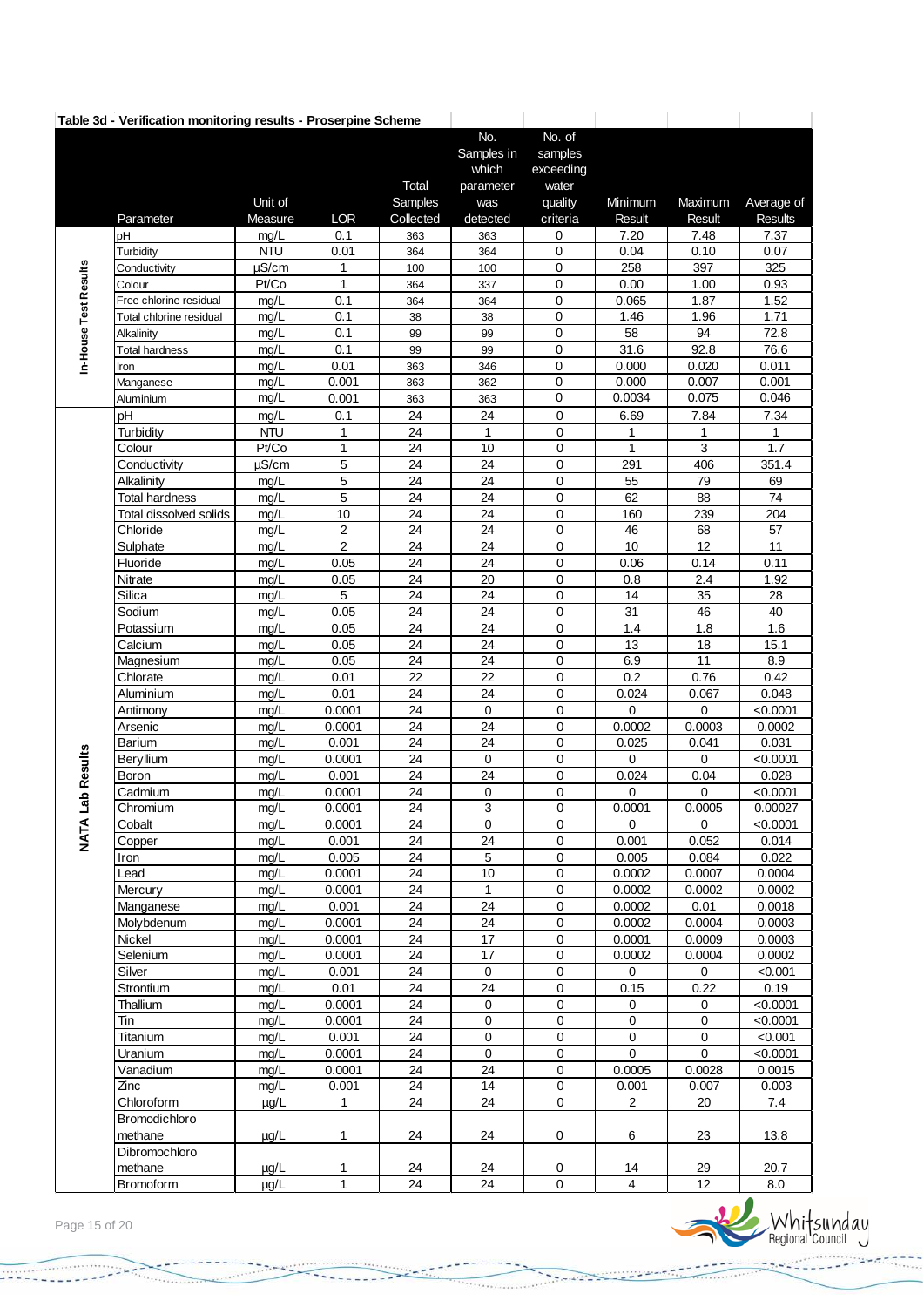**Table 3d - Verification monitoring results - Proserpine Scheme**

| | Parameter | Unit of Measure | LOR | Total Samples Collected | No. Samples in which parameter was detected | No. of samples exceeding water quality criteria | Minimum Result | Maximum Result | Average of Results |
|---|---|---|---|---|---|---|---|---|---|
| In-House Test Results | pH | mg/L | 0.1 | 363 | 363 | 0 | 7.20 | 7.48 | 7.37 |
| | Turbidity | NTU | 0.01 | 364 | 364 | 0 | 0.04 | 0.10 | 0.07 |
| | Conductivity | µS/cm | 1 | 100 | 100 | 0 | 258 | 397 | 325 |
| | Colour | Pt/Co | 1 | 364 | 337 | 0 | 0.00 | 1.00 | 0.93 |
| | Free chlorine residual | mg/L | 0.1 | 364 | 364 | 0 | 0.065 | 1.87 | 1.52 |
| | Total chlorine residual | mg/L | 0.1 | 38 | 38 | 0 | 1.46 | 1.96 | 1.71 |
| | Alkalinity | mg/L | 0.1 | 99 | 99 | 0 | 58 | 94 | 72.8 |
| | Total hardness | mg/L | 0.1 | 99 | 99 | 0 | 31.6 | 92.8 | 76.6 |
| | Iron | mg/L | 0.01 | 363 | 346 | 0 | 0.000 | 0.020 | 0.011 |
| | Manganese | mg/L | 0.001 | 363 | 362 | 0 | 0.000 | 0.007 | 0.001 |
| | Aluminium | mg/L | 0.001 | 363 | 363 | 0 | 0.0034 | 0.075 | 0.046 |
| NATA Lab Results | pH | mg/L | 0.1 | 24 | 24 | 0 | 6.69 | 7.84 | 7.34 |
| | Turbidity | NTU | 1 | 24 | 1 | 0 | 1 | 1 | 1 |
| | Colour | Pt/Co | 1 | 24 | 10 | 0 | 1 | 3 | 1.7 |
| | Conductivity | µS/cm | 5 | 24 | 24 | 0 | 291 | 406 | 351.4 |
| | Alkalinity | mg/L | 5 | 24 | 24 | 0 | 55 | 79 | 69 |
| | Total hardness | mg/L | 5 | 24 | 24 | 0 | 62 | 88 | 74 |
| | Total dissolved solids | mg/L | 10 | 24 | 24 | 0 | 160 | 239 | 204 |
| | Chloride | mg/L | 2 | 24 | 24 | 0 | 46 | 68 | 57 |
| | Sulphate | mg/L | 2 | 24 | 24 | 0 | 10 | 12 | 11 |
| | Fluoride | mg/L | 0.05 | 24 | 24 | 0 | 0.06 | 0.14 | 0.11 |
| | Nitrate | mg/L | 0.05 | 24 | 20 | 0 | 0.8 | 2.4 | 1.92 |
| | Silica | mg/L | 5 | 24 | 24 | 0 | 14 | 35 | 28 |
| | Sodium | mg/L | 0.05 | 24 | 24 | 0 | 31 | 46 | 40 |
| | Potassium | mg/L | 0.05 | 24 | 24 | 0 | 1.4 | 1.8 | 1.6 |
| | Calcium | mg/L | 0.05 | 24 | 24 | 0 | 13 | 18 | 15.1 |
| | Magnesium | mg/L | 0.05 | 24 | 24 | 0 | 6.9 | 11 | 8.9 |
| | Chlorate | mg/L | 0.01 | 22 | 22 | 0 | 0.2 | 0.76 | 0.42 |
| | Aluminium | mg/L | 0.01 | 24 | 24 | 0 | 0.024 | 0.067 | 0.048 |
| | Antimony | mg/L | 0.0001 | 24 | 0 | 0 | 0 | 0 | <0.0001 |
| | Arsenic | mg/L | 0.0001 | 24 | 24 | 0 | 0.0002 | 0.0003 | 0.0002 |
| | Barium | mg/L | 0.001 | 24 | 24 | 0 | 0.025 | 0.041 | 0.031 |
| | Beryllium | mg/L | 0.0001 | 24 | 0 | 0 | 0 | 0 | <0.0001 |
| | Boron | mg/L | 0.001 | 24 | 24 | 0 | 0.024 | 0.04 | 0.028 |
| | Cadmium | mg/L | 0.0001 | 24 | 0 | 0 | 0 | 0 | <0.0001 |
| | Chromium | mg/L | 0.0001 | 24 | 3 | 0 | 0.0001 | 0.0005 | 0.00027 |
| | Cobalt | mg/L | 0.0001 | 24 | 0 | 0 | 0 | 0 | <0.0001 |
| | Copper | mg/L | 0.001 | 24 | 24 | 0 | 0.001 | 0.052 | 0.014 |
| | Iron | mg/L | 0.005 | 24 | 5 | 0 | 0.005 | 0.084 | 0.022 |
| | Lead | mg/L | 0.0001 | 24 | 10 | 0 | 0.0002 | 0.0007 | 0.0004 |
| | Mercury | mg/L | 0.0001 | 24 | 1 | 0 | 0.0002 | 0.0002 | 0.0002 |
| | Manganese | mg/L | 0.001 | 24 | 24 | 0 | 0.0002 | 0.01 | 0.0018 |
| | Molybdenum | mg/L | 0.0001 | 24 | 24 | 0 | 0.0002 | 0.0004 | 0.0003 |
| | Nickel | mg/L | 0.0001 | 24 | 17 | 0 | 0.0001 | 0.0009 | 0.0003 |
| | Selenium | mg/L | 0.0001 | 24 | 17 | 0 | 0.0002 | 0.0004 | 0.0002 |
| | Silver | mg/L | 0.001 | 24 | 0 | 0 | 0 | 0 | <0.001 |
| | Strontium | mg/L | 0.01 | 24 | 24 | 0 | 0.15 | 0.22 | 0.19 |
| | Thallium | mg/L | 0.0001 | 24 | 0 | 0 | 0 | 0 | <0.0001 |
| | Tin | mg/L | 0.0001 | 24 | 0 | 0 | 0 | 0 | <0.0001 |
| | Titanium | mg/L | 0.001 | 24 | 0 | 0 | 0 | 0 | <0.001 |
| | Uranium | mg/L | 0.0001 | 24 | 0 | 0 | 0 | 0 | <0.0001 |
| | Vanadium | mg/L | 0.0001 | 24 | 24 | 0 | 0.0005 | 0.0028 | 0.0015 |
| | Zinc | mg/L | 0.001 | 24 | 14 | 0 | 0.001 | 0.007 | 0.003 |
| | Chloroform | µg/L | 1 | 24 | 24 | 0 | 2 | 20 | 7.4 |
| | Bromodichloro methane | µg/L | 1 | 24 | 24 | 0 | 6 | 23 | 13.8 |
| | Dibromochloro methane | µg/L | 1 | 24 | 24 | 0 | 14 | 29 | 20.7 |
| | Bromoform | µg/L | 1 | 24 | 24 | 0 | 4 | 12 | 8.0 |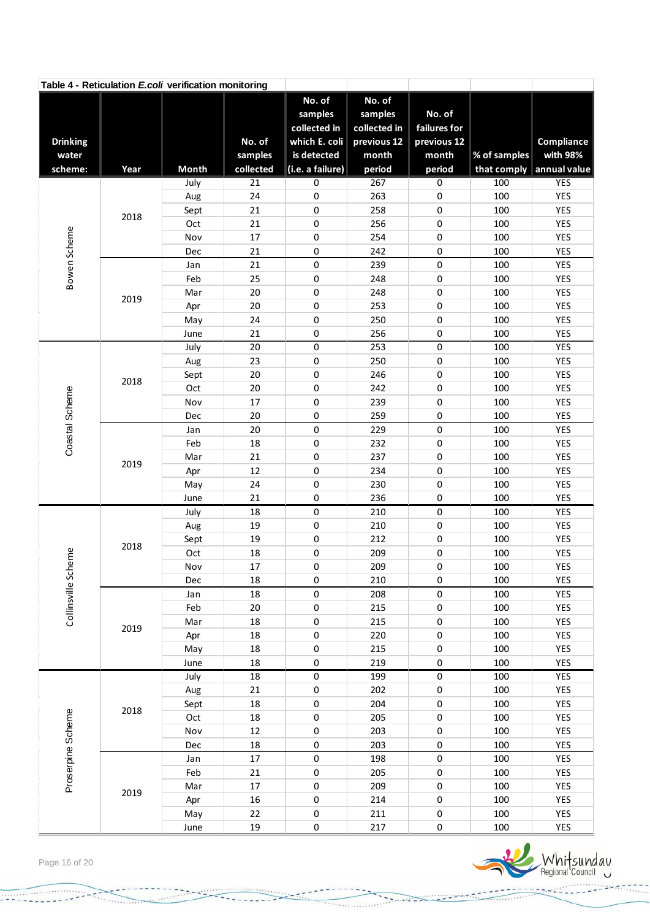**Table 4 - Reticulation *E.coli* verification monitoring**

| Drinking water scheme: | Year | Month | No. of samples collected | No. of samples collected in which E. coli is detected (i.e. a failure) | No. of samples collected in previous 12 month period | No. of failures for previous 12 month period | % of samples that comply | Compliance with 98% annual value |
|---|---|---|---|---|---|---|---|---|
| Bowen Scheme | 2018 | July | 21 | 0 | 267 | 0 | 100 | YES |
| | | Aug | 24 | 0 | 263 | 0 | 100 | YES |
| | | Sept | 21 | 0 | 258 | 0 | 100 | YES |
| | | Oct | 21 | 0 | 256 | 0 | 100 | YES |
| | | Nov | 17 | 0 | 254 | 0 | 100 | YES |
| | | Dec | 21 | 0 | 242 | 0 | 100 | YES |
| | 2019 | Jan | 21 | 0 | 239 | 0 | 100 | YES |
| | | Feb | 25 | 0 | 248 | 0 | 100 | YES |
| | | Mar | 20 | 0 | 248 | 0 | 100 | YES |
| | | Apr | 20 | 0 | 253 | 0 | 100 | YES |
| | | May | 24 | 0 | 250 | 0 | 100 | YES |
| | | June | 21 | 0 | 256 | 0 | 100 | YES |
| Coastal Scheme | 2018 | July | 20 | 0 | 253 | 0 | 100 | YES |
| | | Aug | 23 | 0 | 250 | 0 | 100 | YES |
| | | Sept | 20 | 0 | 246 | 0 | 100 | YES |
| | | Oct | 20 | 0 | 242 | 0 | 100 | YES |
| | | Nov | 17 | 0 | 239 | 0 | 100 | YES |
| | | Dec | 20 | 0 | 259 | 0 | 100 | YES |
| | 2019 | Jan | 20 | 0 | 229 | 0 | 100 | YES |
| | | Feb | 18 | 0 | 232 | 0 | 100 | YES |
| | | Mar | 21 | 0 | 237 | 0 | 100 | YES |
| | | Apr | 12 | 0 | 234 | 0 | 100 | YES |
| | | May | 24 | 0 | 230 | 0 | 100 | YES |
| | | June | 21 | 0 | 236 | 0 | 100 | YES |
| Collinsville Scheme | 2018 | July | 18 | 0 | 210 | 0 | 100 | YES |
| | | Aug | 19 | 0 | 210 | 0 | 100 | YES |
| | | Sept | 19 | 0 | 212 | 0 | 100 | YES |
| | | Oct | 18 | 0 | 209 | 0 | 100 | YES |
| | | Nov | 17 | 0 | 209 | 0 | 100 | YES |
| | | Dec | 18 | 0 | 210 | 0 | 100 | YES |
| | 2019 | Jan | 18 | 0 | 208 | 0 | 100 | YES |
| | | Feb | 20 | 0 | 215 | 0 | 100 | YES |
| | | Mar | 18 | 0 | 215 | 0 | 100 | YES |
| | | Apr | 18 | 0 | 220 | 0 | 100 | YES |
| | | May | 18 | 0 | 215 | 0 | 100 | YES |
| | | June | 18 | 0 | 219 | 0 | 100 | YES |
| Proserpine Scheme | 2018 | July | 18 | 0 | 199 | 0 | 100 | YES |
| | | Aug | 21 | 0 | 202 | 0 | 100 | YES |
| | | Sept | 18 | 0 | 204 | 0 | 100 | YES |
| | | Oct | 18 | 0 | 205 | 0 | 100 | YES |
| | | Nov | 12 | 0 | 203 | 0 | 100 | YES |
| | | Dec | 18 | 0 | 203 | 0 | 100 | YES |
| | 2019 | Jan | 17 | 0 | 198 | 0 | 100 | YES |
| | | Feb | 21 | 0 | 205 | 0 | 100 | YES |
| | | Mar | 17 | 0 | 209 | 0 | 100 | YES |
| | | Apr | 16 | 0 | 214 | 0 | 100 | YES |
| | | May | 22 | 0 | 211 | 0 | 100 | YES |
| | | June | 19 | 0 | 217 | 0 | 100 | YES |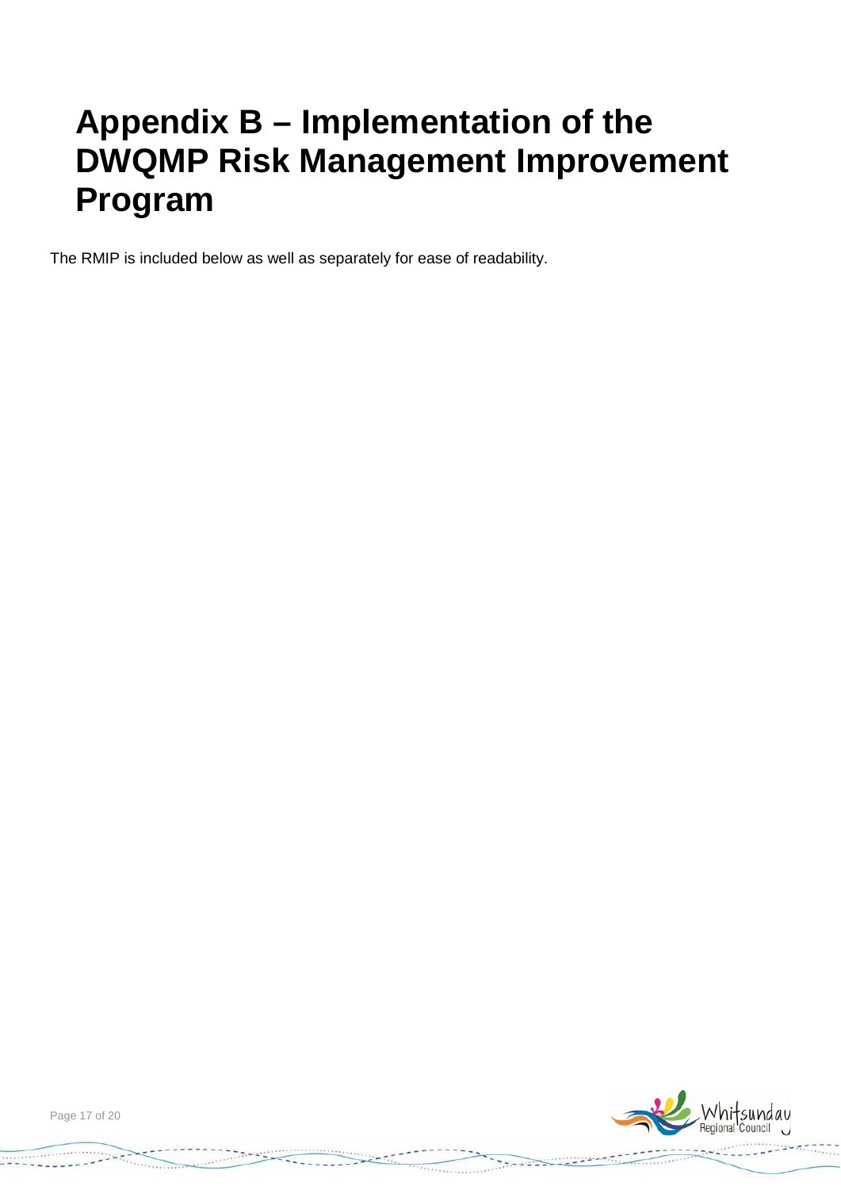# Appendix B – Implementation of the DWQMP Risk Management Improvement Program

The RMIP is included below as well as separately for ease of readability.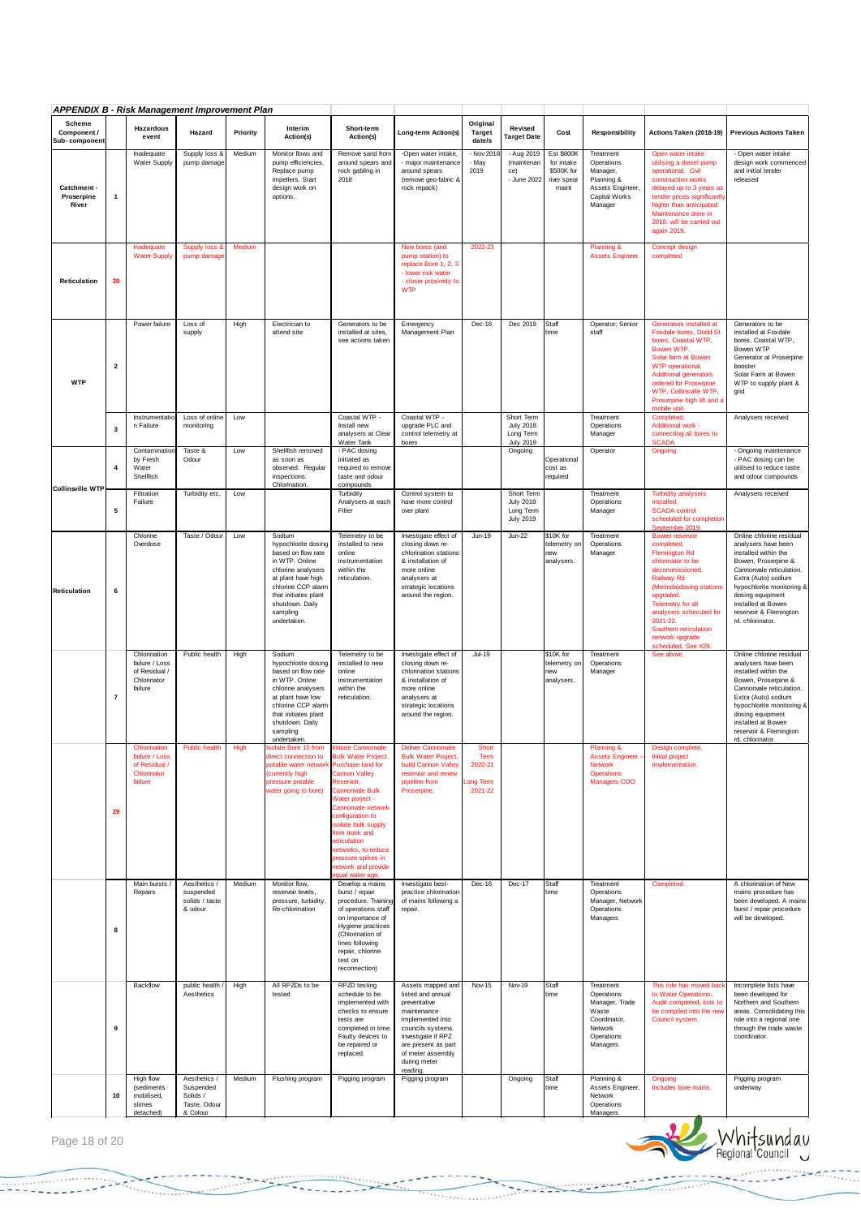## APPENDIX B - Risk Management Improvement Plan

| Scheme Component / Sub- component | | Hazardous event | Hazard | Priority | Interim Action(s) | Short-term Action(s) | Long-term Action(s) | Original Target date/s | Revised Target Date | Cost | Responsibility | Actions Taken (2018-19) | Previous Actions Taken |
|---|---|---|---|---|---|---|---|---|---|---|---|---|---|
| Catchment - Proserpine River | 1 | Inadequate Water Supply | Supply loss & pump damage | Medium | Monitor flows and pump efficiencies. Replace pump impellers. Start design work on options. | Remove sand from around spears and rock gabling in 2018 | -Open water intake, - major maintenance around spears (remove geo-fabric & rock repack) | - Nov 2018 - May 2019 | - Aug 2019 (maintenance) - June 2022 | Est $800K for intake $500K for river spear maint | Treatment Operations Manager, Planning & Assets Engineer, Capital Works Manager | Open water intake utilising a diesel pump operational. Civil construction works delayed up to 3 years as tender prices significantly higher than anticipated. Maintenance done in 2018, will be carried out again 2019. | - Open water intake design work commenced and initial tender released |
| Reticulation | 30 | Inadequate Water Supply | Supply loss & pump damage | Medium | | | New bores (and pump station) to replace Bore 1, 2, 3 - lower risk water - closer proximity to WTP | 2022-23 | | | Planning & Assets Engineer | Concept design completed | |
| WTP | 2 | Power failure | Loss of supply | High | Electrician to attend site | Generators to be installed at sites, see actions taken | Emergency Management Plan | Dec-16 | Dec 2019 | Staff time | Operator; Senior staff | Generators installed at Foxdale bores, Dodd St bores, Coastal WTP, Bowen WTP. Solar farm at Bowen WTP operational. Additional generators ordered for Proserpine WTP, Collinsville WTP, Proserpine high lift and a mobile unit. | Generators to be installed at Foxdale bores, Coastal WTP, Bowen WTP Generator at Proserpine booster Solar Farm at Bowen WTP to supply plant & grid |
| | 3 | Instrumentation Failure | Loss of online monitoring | Low | | Coastal WTP - Install new analysers at Clear Water Tank | Coastal WTP - upgrade PLC and control telemetry at bores | | Short Term July 2018 Long Term July 2019 | | Treatment Operations Manager | Completed. Additional work - connecting all bores to SCADA | Analysers received |
| Collinsville WTP | 4 | Contamination by Fresh Water Shellfish | Taste & Odour | Low | Shellfish removed as soon as observed. Regular inspections. Chlorination. | - PAC dosing initiated as required to remove taste and odour compounds | | | Ongoing | Operational cost as required | Operator | Ongoing | - Ongoing maintenance - PAC dosing can be utilised to reduce taste and odour compounds |
| | 5 | Filtration Failure | Turbidity etc. | Low | | Turbidity Analysers at each Filter | Control system to have more control over plant | | Short Term July 2018 Long Term July 2019 | | Treatment Operations Manager | Turbidity analysers installed. SCADA control scheduled for completion September 2019. | Analysers received |
| Reticulation | 6 | Chlorine Overdose | Taste / Odour | Low | Sodium hypochlorite dosing based on flow rate in WTP. Online chlorine analysers at plant have high chlorine CCP alarm that initiates plant shutdown. Daily sampling undertaken. | Telemetry to be installed to new online instrumentation within the reticulation. | Investigate effect of closing down re-chlorination stations & installation of more online analysers at strategic locations around the region. | Jun-19 | Jun-22 | $10K for telemetry on new analysers. | Treatment Operations Manager | Bowen reservoir completed. Flemington Rd chlorinator to be decommissioned. Railway Rd (Merinda)dosing stations upgraded. Telemetry for all analysers scheculed for 2021-22. Southern reticulation network upgrade scheduled. See #29. | Online chlorine residual analysers have been installed within the Bowen, Proserpine & Cannonvale reticulation. Extra (Auto) sodium hypochlorite monitoring & dosing equipment installed at Bowen reservoir & Flemington rd. chlorinator. |
| | 7 | Chlorination failure / Loss of Residual / Chlorinator failure | Public health | High | Sodium hypochlorite dosing based on flow rate in WTP. Online chlorine analysers at plant have low chlorine CCP alarm that initiates plant shutdown. Daily sampling undertaken. | Telemetry to be installed to new online instrumentation within the reticulation. | Investigate effect of closing down re-chlorination stations & installation of more online analysers at strategic locations around the region. | Jul-19 | | $10K for telemetry on new analysers. | Treatment Operations Manager | See above. | Online chlorine residual analysers have been installed within the Bowen, Proserpine & Cannonvale reticulation. Extra (Auto) sodium hypochlorite monitoring & dosing equipment installed at Bowen reservoir & Flemington rd. chlorinator. |
| | 29 | Chlorination failure / Loss of Residual / Chlorinator failure | Public health | High | Isolate Bore 10 from direct connection to potable water network (currently high pressure potable water going to bore) | Initiate Cannonvale Bulk Water Project. Purchase land for Cannon Valley Reservoir. Cannonvale Bulk Water porject - Cannonvale network configuration to isolate bulk supply from trunk and reticulation networks, to reduce pressure spikes in network and provide equal water age. | Deliver Cannonvale Bulk Water Project, build Cannon Valley reservoir and renew pipeline from Proserpine. | Short Term 2020-21 Long Term 2021-22 | | | Planning & Assets Engineer – Network Operations Managers COO. | Design complete. Initial project implementation. | |
| | 8 | Main bursts / Repairs | Aesthetics / suspended solids / taste & odour | Medium | Monitor flow, reservoir levels, pressure, turbidity. Re-chlorination | Develop a mains burst / repair procedure. Training of operations staff on importance of Hygiene practices (Chlorination of lines following repair, chlorine test on reconnection) | Investigate best-practice chlorination of mains following a repair. | Dec-16 | Dec-17 | Staff time | Treatment Operations Manager, Network Operations Managers | Completed. | A chlorination of New mains procedure has been developed. A mains burst / repair procedure will be developed. |
| | 9 | Backflow | public health / Aesthetics | High | All RPZDs to be tested | RPZD testing schedule to be implemented with checks to ensure tests are completed in time. Faulty devices to be repaired or replaced. | Assets mapped and listed and annual preventative maintenance implemented into councils systems. Investigate if RPZ are present as part of meter assembly during meter reading. | Nov-15 | Nov-19 | Staff time | Treatment Operations Manager, Trade Waste Coordinator, Network Operations Managers | This role has moved back to Water Operations. Audit completed, lists to be compiled into the new Council system. | Incomplete lists have been developed for Northern and Southern areas. Consolidating this role into a regional one through the trade waste coordinator. |
| | 10 | High flow (sediments mobilised, slimes detached) | Aesthetics / Suspended Solids / Taste, Odour & Colour | Medium | Flushing program | Pigging program | Pigging program | | Ongoing | Staff time | Planning & Assets Engineer, Network Operations Managers | Ongoing Includes bore mains. | Pigging program underway |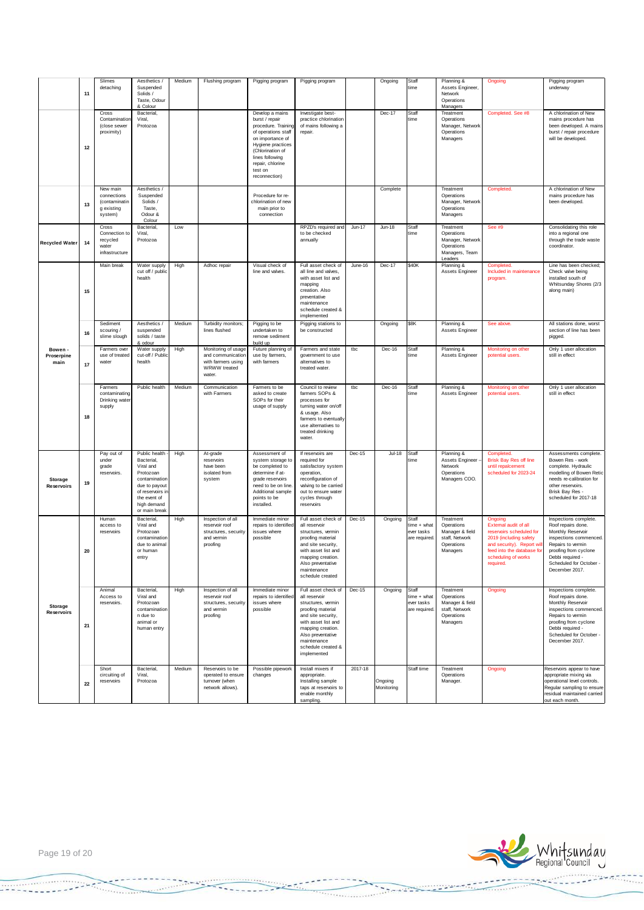| | | | | | | | | | | | | | |
|---|---|---|---|---|---|---|---|---|---|---|---|---|---|
| | 11 | Slimes detaching | Aesthetics / Suspended Solids / Taste, Odour & Colour | Medium | Flushing program | Pigging program | Pigging program | | Ongoing | Staff time | Planning & Assets Engineer, Network Operations Managers | Ongoing | Pigging program underway |
| | 12 | Cross Contamination (close sewer proximity) | Bacterial, Viral, Protozoa | | | Develop a mains burst / repair procedure. Training of operations staff on importance of Hygiene practices (Chlorination of lines following repair, chlorine test on reconnection) | Investigate best-practice chlorination of mains following a repair. | | Dec-17 | Staff time | Treatment Operations Manager, Network Operations Managers | Completed. See #8 | A chlorination of New mains procedure has been developed. A mains burst / repair procedure will be developed. |
| | 13 | New main connections (contaminating existing system) | Aesthetics / Suspended Solids / Taste, Odour & Colour | | | Procedure for re-chlorination of new main prior to connection | | | Complete | | Treatment Operations Manager, Network Operations Managers | Completed. | A chlorination of New mains procedure has been developed. |
| Recycled Water | 14 | Cross Connection to recycled water infrastructure | Bacterial, Viral, Protozoa | Low | | | RPZD's required and to be checked annually | Jun-17 | Jun-18 | Staff time | Treatment Operations Manager, Network Operations Managers, Team Leaders | See #9 | Consolidating this role into a regional one through the trade waste coordinator. |
| Bowen - Proserpine main | 15 | Main break | Water supply cut off / public health | High | Adhoc repair | Visual check of line and valves. | Full asset check of all line and valves, with asset list and mapping creation. Also preventative maintenance schedule created & implemented | June-16 | Dec-17 | $40K | Planning & Assets Engineer | Completed. Included in maintenance program. | Line has been checked; Check valve being installed south of Whitsunday Shores (2/3 along main) |
| | 16 | Sediment scouring / slime slough | Aesthetics / suspended solids / taste & odour | Medium | Turbidity monitors; lines flushed | Pigging to be undertaken to remove sediment build up | Pigging stations to be constructed | | Ongoing | $8K | Planning & Assets Engineer | See above. | All stations done, worst section of line has been pigged. |
| | 17 | Farmers over use of treated water | Water supply cut-off / Public health | High | Monitoring of usage and communication with farmers using WRWW treated water. | Future planning of use by farmers, with farmers | Farmers and state government to use alternatives to treated water. | tbc | Dec-16 | Staff time | Planning & Assets Engineer | Monitoring on other potential users. | Only 1 user allocation still in effect |
| | 18 | Farmers contaminating Drinking water supply | Public health | Medium | Communication with Farmers | Farmers to be asked to create SOPs for their usage of supply | Council to review farmers SOPs & processes for turning water on/off & usage. Also farmers to eventually use alternatives to treated drinking water. | tbc | Dec-16 | Staff time | Planning & Assets Engineer | Monitoring on other potential users. | Only 1 user allocation still in effect |
| Storage Reservoirs | 19 | Pay out of under grade reservoirs. | Public health - Bacterial, Viral and Protozoan contamination due to payout of reservoirs in the event of high demand or main break | High | At-grade reservoirs have been isolated from system | Assessment of system storage to be completed to determine if at-grade reservoirs need to be on line. Additional sample points to be installed. | If reservoirs are required for satisfactory system operation, reconfiguration of valving to be carried out to ensure water cycles through reservoirs | Dec-15 | Jul-18 | Staff time | Planning & Assets Engineer – Network Operations Managers COO. | Completed. Brisk Bay Res off line until repalcement scheduled for 2023-24 | Assessments complete. Bowen Res - work complete. Hydraulic modelling of Bowen Retic needs re-calibration for other reservoirs. Brisk Bay Res - scheduled for 2017-18 |
| | 20 | Human access to reservoirs | Bacterial, Viral and Protozoan contamination due to animal or human entry | High | Inspection of all reservoir roof structures, security and vermin proofing | Immediate minor repairs to identified issues where possible | Full asset check of all reservoir structures, vermin proofing material and site security, with asset list and mapping creation. Also preventative maintenance schedule created | Dec-15 | Ongoing | Staff time + what ever tasks are required. | Treatment Operations Manager & field staff, Network Operations Managers | Ongoing External audit of all reservoirs scheduled for 2019 (including safety and security). Report will feed into the database for scheduling of works required. | Inspections complete. Roof repairs done. Monthly Reservoir inspections commenced. Repairs to vermin proofing from cyclone Debbi required - Scheduled for October - December 2017. |
| Storage Reservoirs | 21 | Animal Access to reservoirs. | Bacterial, Viral and Protozoan contamination due to animal or human entry | High | Inspection of all reservoir roof structures, security and vermin proofing | Immediate minor repairs to identified issues where possible | Full asset check of all reservoir structures, vermin proofing material and site security, with asset list and mapping creation. Also preventative maintenance schedule created & implemented | Dec-15 | Ongoing | Staff time + what ever tasks are required. | Treatment Operations Manager & field staff, Network Operations Managers | Ongoing | Inspections complete. Roof repairs done. Monthly Reservoir inspections commenced. Repairs to vermin proofing from cyclone Debbi required - Scheduled for October - December 2017. |
| | 22 | Short circuiting of reservoirs | Bacterial, Viral, Protozoa | Medium | Reservoirs to be operated to ensure turnover (when network allows). | Possible pipework changes | Install mixers if appropriate. Installing sample taps at reservoirs to enable monthly sampling. | 2017-18 | Ongoing Monitoring | Staff time | Treatment Operations Manager. | Ongoing | Reservoirs appear to have appropriate mixing via operational level controls. Regular sampling to ensure residual maintained carried out each month. |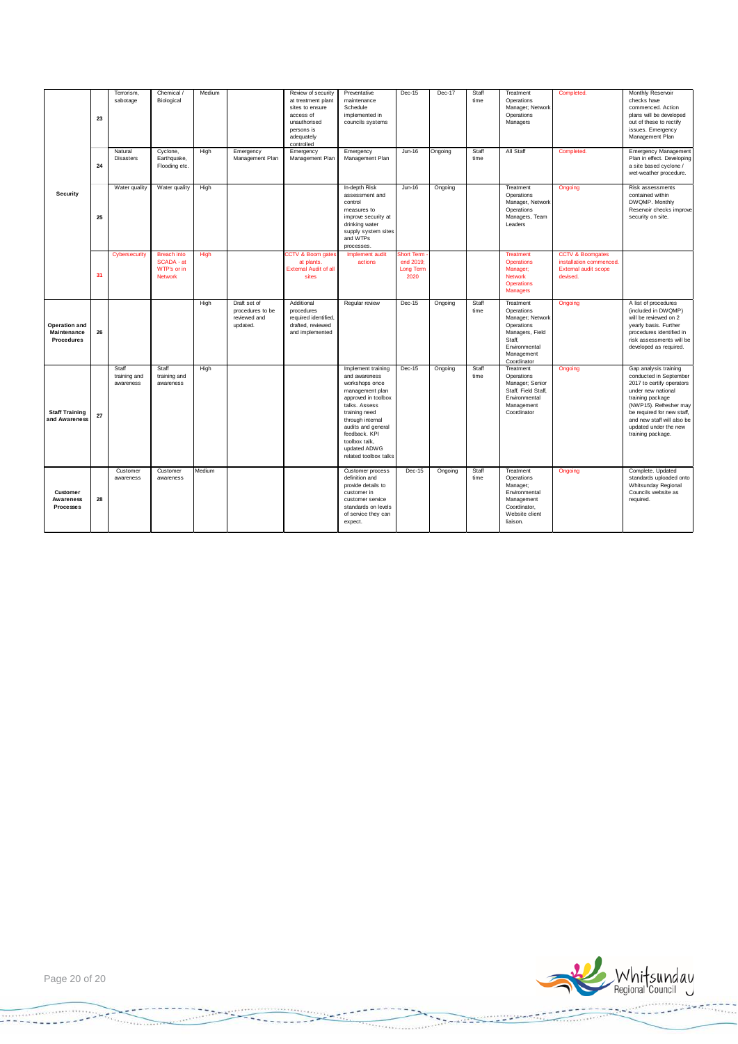| | | | | | | | | | | | | | |
|---|---|---|---|---|---|---|---|---|---|---|---|---|---|
| Security | 23 | Terrorism, sabotage | Chemical / Biological | Medium | | Review of security at treatment plant sites to ensure access of unauthorised persons is adequately controlled | Preventative maintenance Schedule implemented in councils systems | Dec-15 | Dec-17 | Staff time | Treatment Operations Manager; Network Operations Managers | Completed. | Monthly Reservoir checks have commenced. Action plans will be developed out of these to rectify issues. Emergency Management Plan |
| | 24 | Natural Disasters | Cyclone, Earthquake, Flooding etc. | High | Emergency Management Plan | Emergency Management Plan | Emergency Management Plan | Jun-16 | Ongoing | Staff time | All Staff | Completed. | Emergency Management Plan in effect. Developing a site based cyclone / wet-weather procedure. |
| | 25 | Water quality | Water quality | High | | | In-depth Risk assessment and control measures to improve security at drinking water supply system sites and WTPs processes. | Jun-16 | Ongoing | | Treatment Operations Manager, Network Operations Managers, Team Leaders | Ongoing | Risk assessments contained within DWQMP. Monthly Reservoir checks improve security on site. |
| | 31 | Cybersecurity | Breach into SCADA - at WTP's or in Network | High | | CCTV & Boom gates at plants. External Audit of all sites | Implement audit actions | Short Term - end 2019; Long Term 2020 | | | Treatment Operations Manager; Network Operations Managers | CCTV & Boomgates installation commenced. External audit scope devised. | |
| Operation and Maintenance Procedures | 26 | | | High | Draft set of procedures to be reviewed and updated. | Additional procedures required identified, drafted, reviewed and implemented | Regular review | Dec-15 | Ongoing | Staff time | Treatment Operations Manager; Network Operations Managers, Field Staff, Environmental Management Coordinator | Ongoing | A list of procedures (included in DWQMP) will be reviewed on 2 yearly basis. Further procedures identified in risk assessments will be developed as required. |
| Staff Training and Awareness | 27 | Staff training and awareness | Staff training and awareness | High | | | Implement training and awareness workshops once management plan approved in toolbox talks. Assess training need through internal audits and general feedback. KPI toolbox talk, updated ADWG related toolbox talks | Dec-15 | Ongoing | Staff time | Treatment Operations Manager; Senior Staff, Field Staff, Environmental Management Coordinator | Ongoing | Gap analysis training conducted in September 2017 to certify operators under new national training package (NWP15). Refresher may be required for new staff, and new staff will also be updated under the new training package. |
| Customer Awareness Processes | 28 | Customer awareness | Customer awareness | Medium | | | Customer process definition and provide details to customer in customer service standards on levels of service they can expect. | Dec-15 | Ongoing | Staff time | Treatment Operations Manager; Environmental Management Coordinator, Website client liaison. | Ongoing | Complete. Updated standards uploaded onto Whitsunday Regional Councils website as required. |